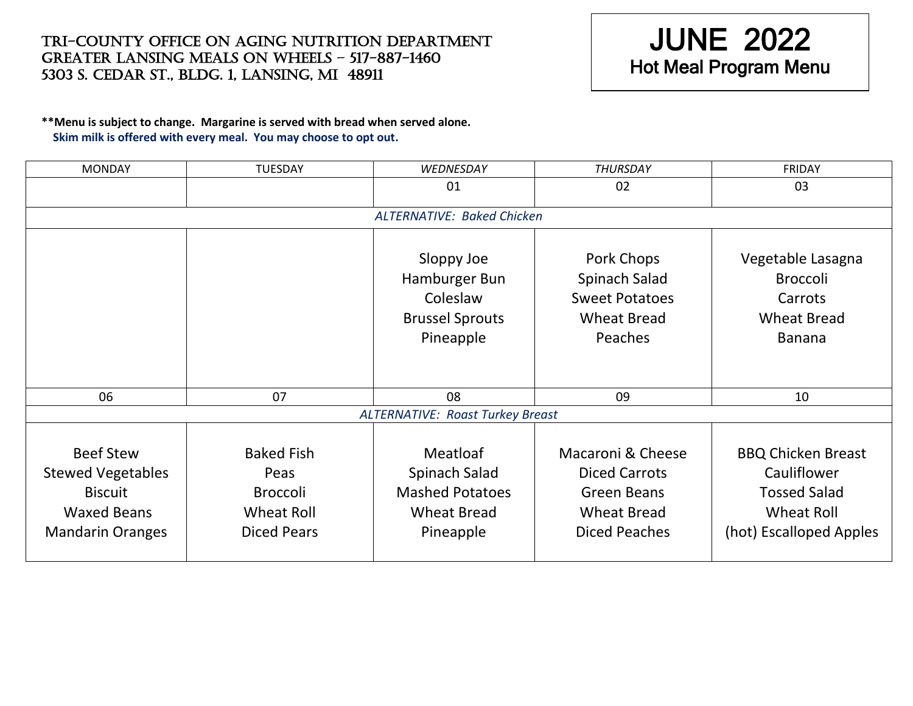TRI-COUNTY OFFICE ON AGING NUTRITION DEPARTMENT
GREATER LANSING MEALS ON WHEELS – 517-887-1460
5303 S. CEDAR ST., BLDG. 1, LANSING, MI 48911

# JUNE 2022
## Hot Meal Program Menu

**\*\*Menu is subject to change. Margarine is served with bread when served alone.**
**Skim milk is offered with every meal. You may choose to opt out.**

| MONDAY | TUESDAY | *WEDNESDAY* | *THURSDAY* | FRIDAY |
|---|---|---|---|---|
| | | 01 | 02 | 03 |
| *ALTERNATIVE: Baked Chicken* | | | | |
| | | Sloppy Joe<br>Hamburger Bun<br>Coleslaw<br>Brussel Sprouts<br>Pineapple | Pork Chops<br>Spinach Salad<br>Sweet Potatoes<br>Wheat Bread<br>Peaches | Vegetable Lasagna<br>Broccoli<br>Carrots<br>Wheat Bread<br>Banana |
| 06 | 07 | 08 | 09 | 10 |
| *ALTERNATIVE: Roast Turkey Breast* | | | | |
| Beef Stew<br>Stewed Vegetables<br>Biscuit<br>Waxed Beans<br>Mandarin Oranges | Baked Fish<br>Peas<br>Broccoli<br>Wheat Roll<br>Diced Pears | Meatloaf<br>Spinach Salad<br>Mashed Potatoes<br>Wheat Bread<br>Pineapple | Macaroni & Cheese<br>Diced Carrots<br>Green Beans<br>Wheat Bread<br>Diced Peaches | BBQ Chicken Breast<br>Cauliflower<br>Tossed Salad<br>Wheat Roll<br>(hot) Escalloped Apples |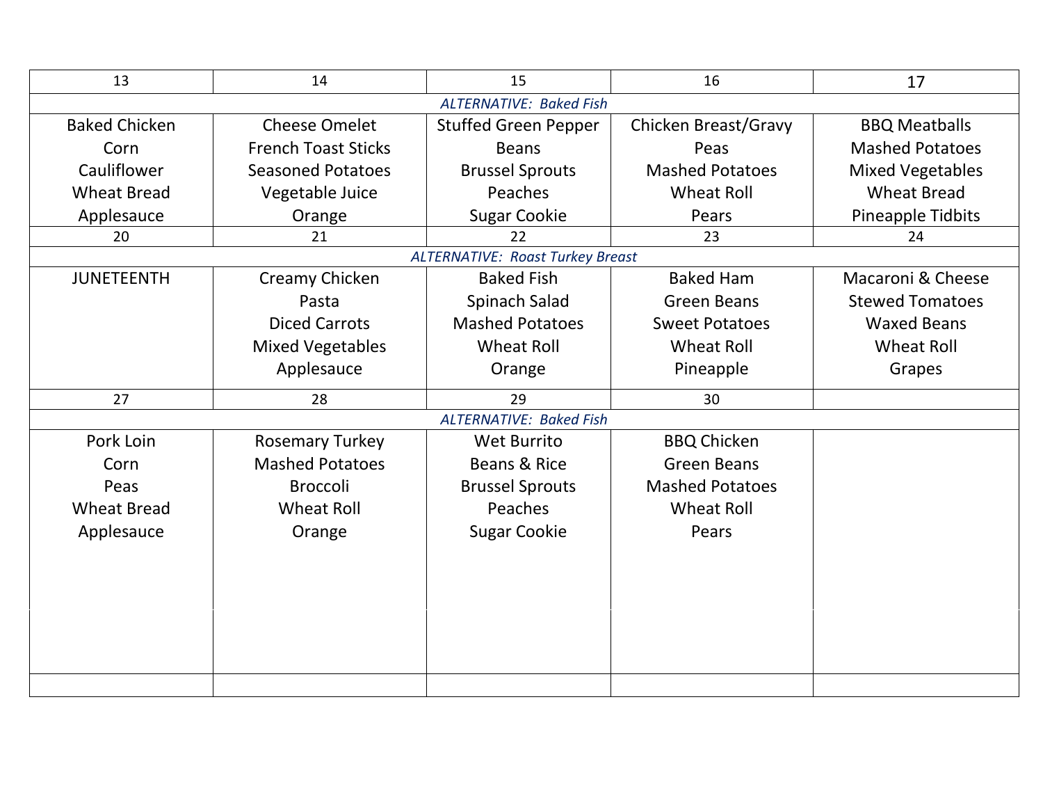| 13 | 14 | 15 | 16 | 17 |
|---|---|---|---|---|
| *ALTERNATIVE: Baked Fish* | | | | |
| Baked Chicken<br>Corn<br>Cauliflower<br>Wheat Bread<br>Applesauce | Cheese Omelet<br>French Toast Sticks<br>Seasoned Potatoes<br>Vegetable Juice<br>Orange | Stuffed Green Pepper<br>Beans<br>Brussel Sprouts<br>Peaches<br>Sugar Cookie | Chicken Breast/Gravy<br>Peas<br>Mashed Potatoes<br>Wheat Roll<br>Pears | BBQ Meatballs<br>Mashed Potatoes<br>Mixed Vegetables<br>Wheat Bread<br>Pineapple Tidbits |
| 20 | 21 | 22 | 23 | 24 |
| *ALTERNATIVE: Roast Turkey Breast* | | | | |
| JUNETEENTH | Creamy Chicken<br>Pasta<br>Diced Carrots<br>Mixed Vegetables<br>Applesauce | Baked Fish<br>Spinach Salad<br>Mashed Potatoes<br>Wheat Roll<br>Orange | Baked Ham<br>Green Beans<br>Sweet Potatoes<br>Wheat Roll<br>Pineapple | Macaroni & Cheese<br>Stewed Tomatoes<br>Waxed Beans<br>Wheat Roll<br>Grapes |
| 27 | 28 | 29 | 30 | |
| *ALTERNATIVE: Baked Fish* | | | | |
| Pork Loin<br>Corn<br>Peas<br>Wheat Bread<br>Applesauce | Rosemary Turkey<br>Mashed Potatoes<br>Broccoli<br>Wheat Roll<br>Orange | Wet Burrito<br>Beans & Rice<br>Brussel Sprouts<br>Peaches<br>Sugar Cookie | BBQ Chicken<br>Green Beans<br>Mashed Potatoes<br>Wheat Roll<br>Pears | |